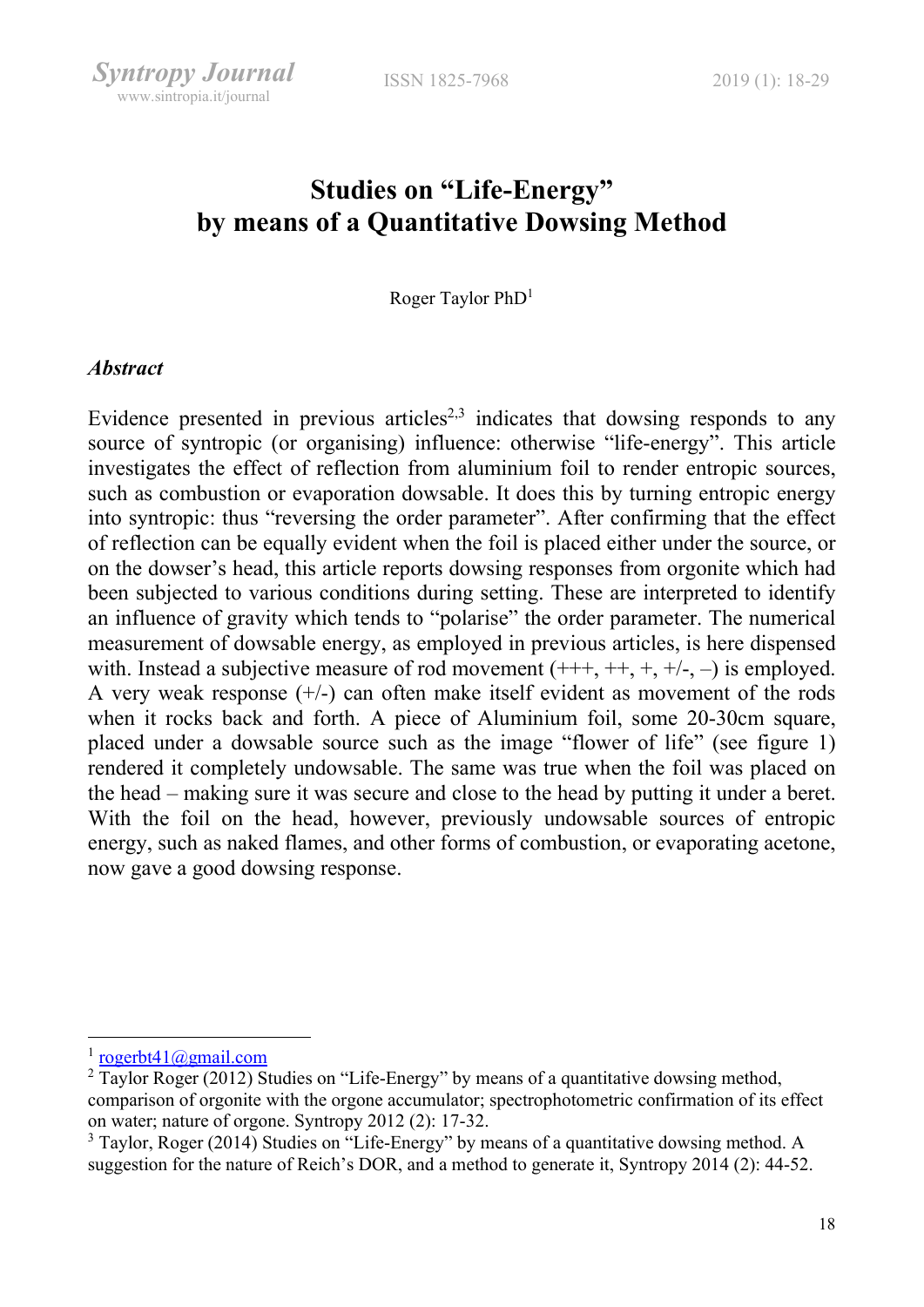# Studies on "Life-Energy" by means of a Quantitative Dowsing Method

Roger Taylor PhD[1]

### *Abstract*

Evidence presented in previous articles[2,3] indicates that dowsing responds to any source of syntropic (or organising) influence: otherwise "life-energy". This article investigates the effect of reflection from aluminium foil to render entropic sources, such as combustion or evaporation dowsable. It does this by turning entropic energy into syntropic: thus "reversing the order parameter". After confirming that the effect of reflection can be equally evident when the foil is placed either under the source, or on the dowser's head, this article reports dowsing responses from orgonite which had been subjected to various conditions during setting. These are interpreted to identify an influence of gravity which tends to "polarise" the order parameter. The numerical measurement of dowsable energy, as employed in previous articles, is here dispensed with. Instead a subjective measure of rod movement (+++, ++, +, +/-, –) is employed. A very weak response (+/-) can often make itself evident as movement of the rods when it rocks back and forth. A piece of Aluminium foil, some 20-30cm square, placed under a dowsable source such as the image "flower of life" (see figure 1) rendered it completely undowsable. The same was true when the foil was placed on the head – making sure it was secure and close to the head by putting it under a beret. With the foil on the head, however, previously undowsable sources of entropic energy, such as naked flames, and other forms of combustion, or evaporating acetone, now gave a good dowsing response.

---

[1] rogerbt41@gmail.com

[2] Taylor Roger (2012) Studies on "Life-Energy" by means of a quantitative dowsing method, comparison of orgonite with the orgone accumulator; spectrophotometric confirmation of its effect on water; nature of orgone. Syntropy 2012 (2): 17-32.

[3] Taylor, Roger (2014) Studies on "Life-Energy" by means of a quantitative dowsing method. A suggestion for the nature of Reich's DOR, and a method to generate it, Syntropy 2014 (2): 44-52.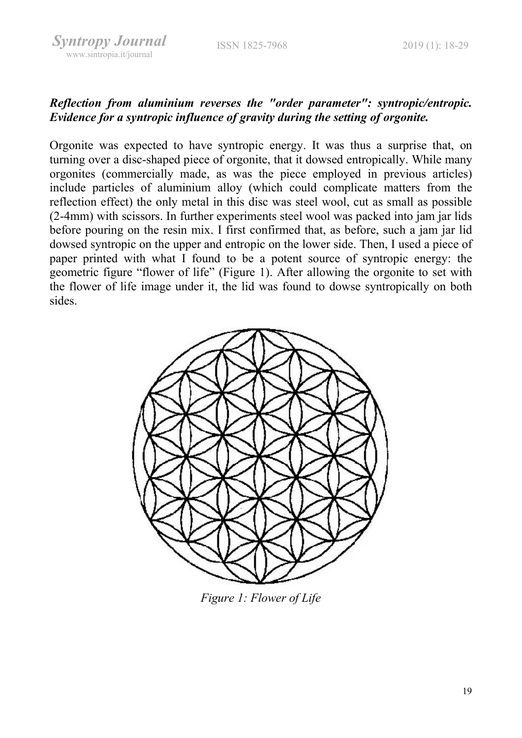***Reflection from aluminium reverses the "order parameter": syntropic/entropic. Evidence for a syntropic influence of gravity during the setting of orgonite.***

Orgonite was expected to have syntropic energy. It was thus a surprise that, on turning over a disc-shaped piece of orgonite, that it dowsed entropically. While many orgonites (commercially made, as was the piece employed in previous articles) include particles of aluminium alloy (which could complicate matters from the reflection effect) the only metal in this disc was steel wool, cut as small as possible (2-4mm) with scissors. In further experiments steel wool was packed into jam jar lids before pouring on the resin mix. I first confirmed that, as before, such a jam jar lid dowsed syntropic on the upper and entropic on the lower side. Then, I used a piece of paper printed with what I found to be a potent source of syntropic energy: the geometric figure "flower of life" (Figure 1). After allowing the orgonite to set with the flower of life image under it, the lid was found to dowse syntropically on both sides.

*Figure 1: Flower of Life*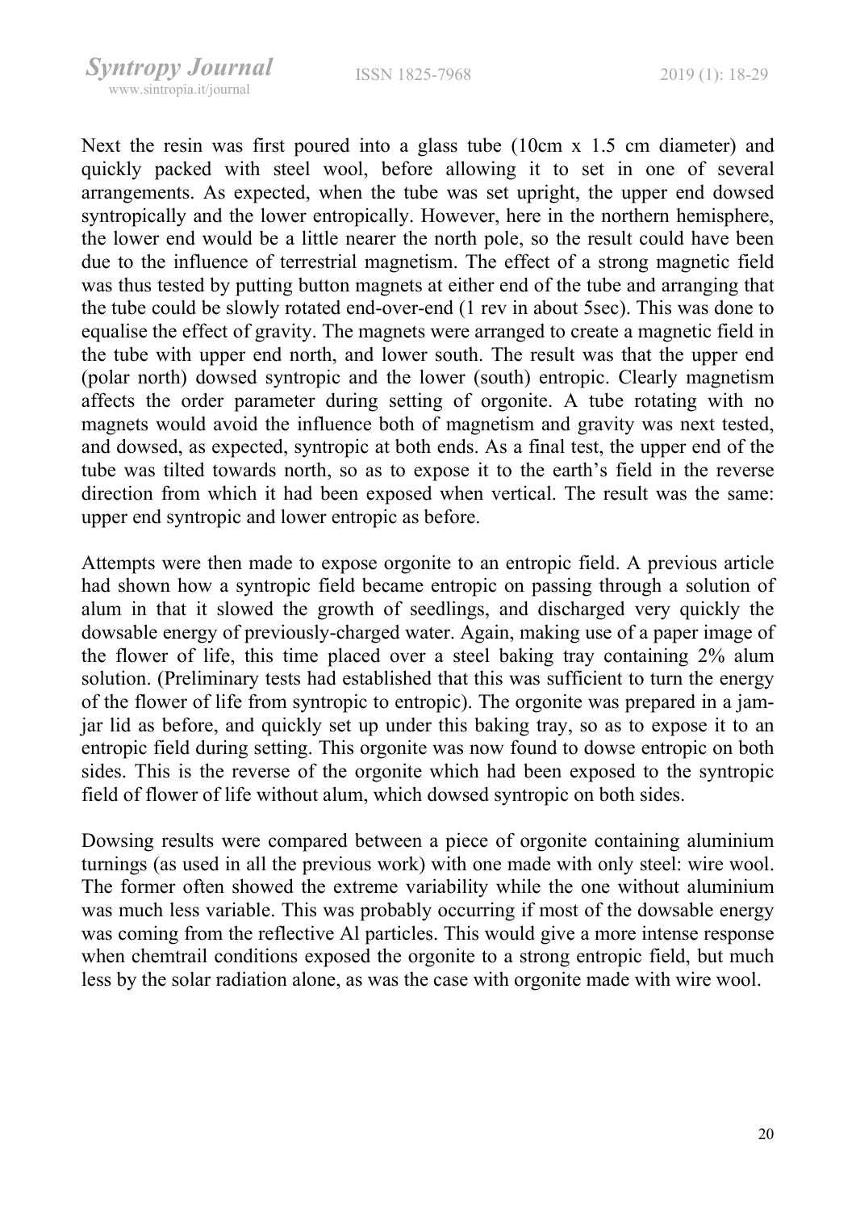Next the resin was first poured into a glass tube (10cm x 1.5 cm diameter) and quickly packed with steel wool, before allowing it to set in one of several arrangements. As expected, when the tube was set upright, the upper end dowsed syntropically and the lower entropically. However, here in the northern hemisphere, the lower end would be a little nearer the north pole, so the result could have been due to the influence of terrestrial magnetism. The effect of a strong magnetic field was thus tested by putting button magnets at either end of the tube and arranging that the tube could be slowly rotated end-over-end (1 rev in about 5sec). This was done to equalise the effect of gravity. The magnets were arranged to create a magnetic field in the tube with upper end north, and lower south. The result was that the upper end (polar north) dowsed syntropic and the lower (south) entropic. Clearly magnetism affects the order parameter during setting of orgonite. A tube rotating with no magnets would avoid the influence both of magnetism and gravity was next tested, and dowsed, as expected, syntropic at both ends. As a final test, the upper end of the tube was tilted towards north, so as to expose it to the earth's field in the reverse direction from which it had been exposed when vertical. The result was the same: upper end syntropic and lower entropic as before.

Attempts were then made to expose orgonite to an entropic field. A previous article had shown how a syntropic field became entropic on passing through a solution of alum in that it slowed the growth of seedlings, and discharged very quickly the dowsable energy of previously-charged water. Again, making use of a paper image of the flower of life, this time placed over a steel baking tray containing 2% alum solution. (Preliminary tests had established that this was sufficient to turn the energy of the flower of life from syntropic to entropic). The orgonite was prepared in a jam-jar lid as before, and quickly set up under this baking tray, so as to expose it to an entropic field during setting. This orgonite was now found to dowse entropic on both sides. This is the reverse of the orgonite which had been exposed to the syntropic field of flower of life without alum, which dowsed syntropic on both sides.

Dowsing results were compared between a piece of orgonite containing aluminium turnings (as used in all the previous work) with one made with only steel: wire wool. The former often showed the extreme variability while the one without aluminium was much less variable. This was probably occurring if most of the dowsable energy was coming from the reflective Al particles. This would give a more intense response when chemtrail conditions exposed the orgonite to a strong entropic field, but much less by the solar radiation alone, as was the case with orgonite made with wire wool.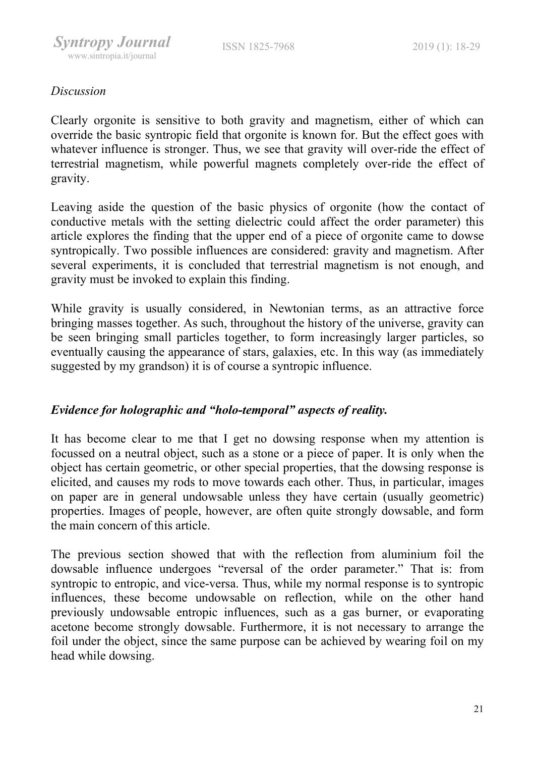*Discussion*

Clearly orgonite is sensitive to both gravity and magnetism, either of which can override the basic syntropic field that orgonite is known for. But the effect goes with whatever influence is stronger. Thus, we see that gravity will over-ride the effect of terrestrial magnetism, while powerful magnets completely over-ride the effect of gravity.

Leaving aside the question of the basic physics of orgonite (how the contact of conductive metals with the setting dielectric could affect the order parameter) this article explores the finding that the upper end of a piece of orgonite came to dowse syntropically. Two possible influences are considered: gravity and magnetism. After several experiments, it is concluded that terrestrial magnetism is not enough, and gravity must be invoked to explain this finding.

While gravity is usually considered, in Newtonian terms, as an attractive force bringing masses together. As such, throughout the history of the universe, gravity can be seen bringing small particles together, to form increasingly larger particles, so eventually causing the appearance of stars, galaxies, etc. In this way (as immediately suggested by my grandson) it is of course a syntropic influence.

***Evidence for holographic and "holo-temporal" aspects of reality.***

It has become clear to me that I get no dowsing response when my attention is focussed on a neutral object, such as a stone or a piece of paper. It is only when the object has certain geometric, or other special properties, that the dowsing response is elicited, and causes my rods to move towards each other. Thus, in particular, images on paper are in general undowsable unless they have certain (usually geometric) properties. Images of people, however, are often quite strongly dowsable, and form the main concern of this article.

The previous section showed that with the reflection from aluminium foil the dowsable influence undergoes "reversal of the order parameter." That is: from syntropic to entropic, and vice-versa. Thus, while my normal response is to syntropic influences, these become undowsable on reflection, while on the other hand previously undowsable entropic influences, such as a gas burner, or evaporating acetone become strongly dowsable. Furthermore, it is not necessary to arrange the foil under the object, since the same purpose can be achieved by wearing foil on my head while dowsing.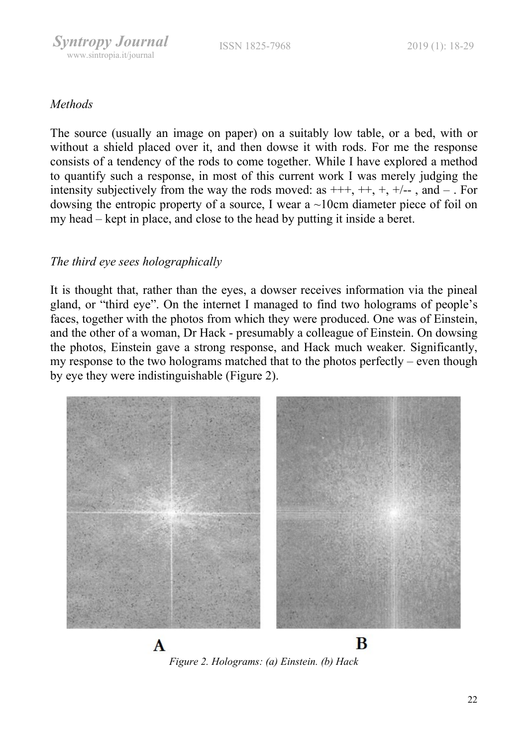*Methods*

The source (usually an image on paper) on a suitably low table, or a bed, with or without a shield placed over it, and then dowse it with rods. For me the response consists of a tendency of the rods to come together. While I have explored a method to quantify such a response, in most of this current work I was merely judging the intensity subjectively from the way the rods moved: as +++, ++, +, +/-- , and – . For dowsing the entropic property of a source, I wear a ~10cm diameter piece of foil on my head – kept in place, and close to the head by putting it inside a beret.

*The third eye sees holographically*

It is thought that, rather than the eyes, a dowser receives information via the pineal gland, or "third eye". On the internet I managed to find two holograms of people's faces, together with the photos from which they were produced. One was of Einstein, and the other of a woman, Dr Hack - presumably a colleague of Einstein. On dowsing the photos, Einstein gave a strong response, and Hack much weaker. Significantly, my response to the two holograms matched that to the photos perfectly – even though by eye they were indistinguishable (Figure 2).

A B

*Figure 2. Holograms: (a) Einstein. (b) Hack*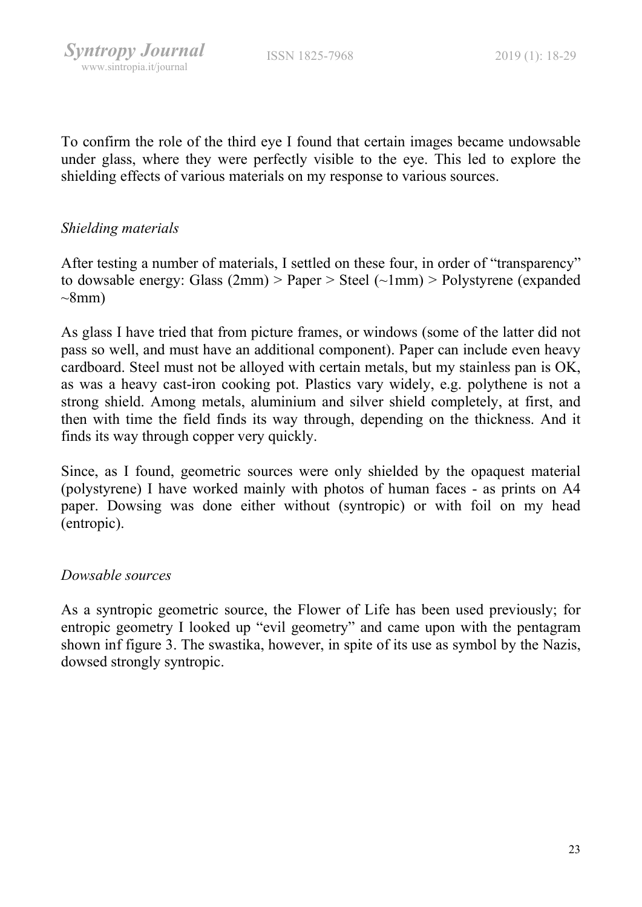To confirm the role of the third eye I found that certain images became undowsable under glass, where they were perfectly visible to the eye. This led to explore the shielding effects of various materials on my response to various sources.

### *Shielding materials*

After testing a number of materials, I settled on these four, in order of "transparency" to dowsable energy: Glass (2mm) > Paper > Steel (~1mm) > Polystyrene (expanded ~8mm)

As glass I have tried that from picture frames, or windows (some of the latter did not pass so well, and must have an additional component). Paper can include even heavy cardboard. Steel must not be alloyed with certain metals, but my stainless pan is OK, as was a heavy cast-iron cooking pot. Plastics vary widely, e.g. polythene is not a strong shield. Among metals, aluminium and silver shield completely, at first, and then with time the field finds its way through, depending on the thickness. And it finds its way through copper very quickly.

Since, as I found, geometric sources were only shielded by the opaquest material (polystyrene) I have worked mainly with photos of human faces - as prints on A4 paper. Dowsing was done either without (syntropic) or with foil on my head (entropic).

### *Dowsable sources*

As a syntropic geometric source, the Flower of Life has been used previously; for entropic geometry I looked up "evil geometry" and came upon with the pentagram shown inf figure 3. The swastika, however, in spite of its use as symbol by the Nazis, dowsed strongly syntropic.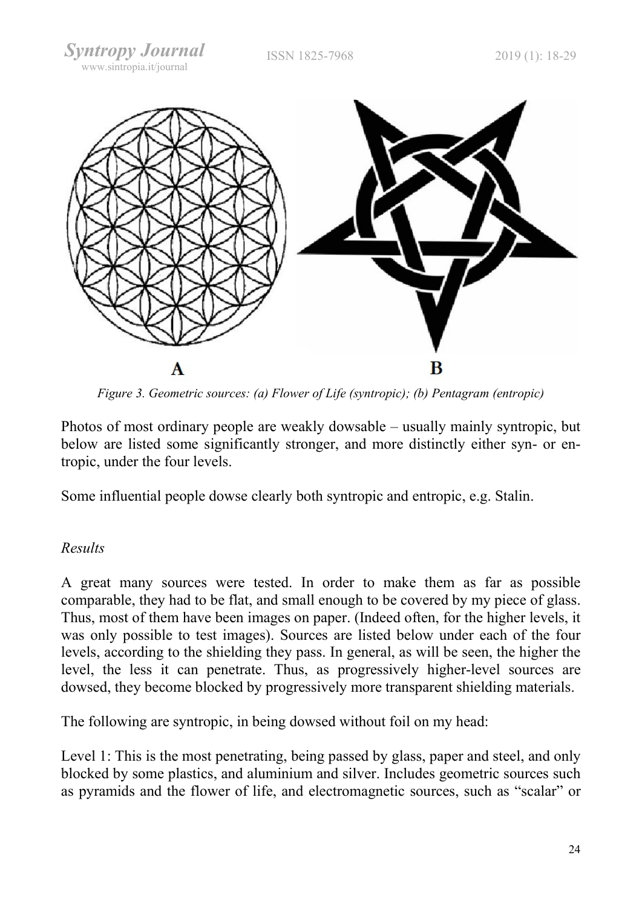*Figure 3. Geometric sources: (a) Flower of Life (syntropic); (b) Pentagram (entropic)*

Photos of most ordinary people are weakly dowsable – usually mainly syntropic, but below are listed some significantly stronger, and more distinctly either syn- or entropic, under the four levels.

Some influential people dowse clearly both syntropic and entropic, e.g. Stalin.

*Results*

A great many sources were tested. In order to make them as far as possible comparable, they had to be flat, and small enough to be covered by my piece of glass. Thus, most of them have been images on paper. (Indeed often, for the higher levels, it was only possible to test images). Sources are listed below under each of the four levels, according to the shielding they pass. In general, as will be seen, the higher the level, the less it can penetrate. Thus, as progressively higher-level sources are dowsed, they become blocked by progressively more transparent shielding materials.

The following are syntropic, in being dowsed without foil on my head:

Level 1: This is the most penetrating, being passed by glass, paper and steel, and only blocked by some plastics, and aluminium and silver. Includes geometric sources such as pyramids and the flower of life, and electromagnetic sources, such as "scalar" or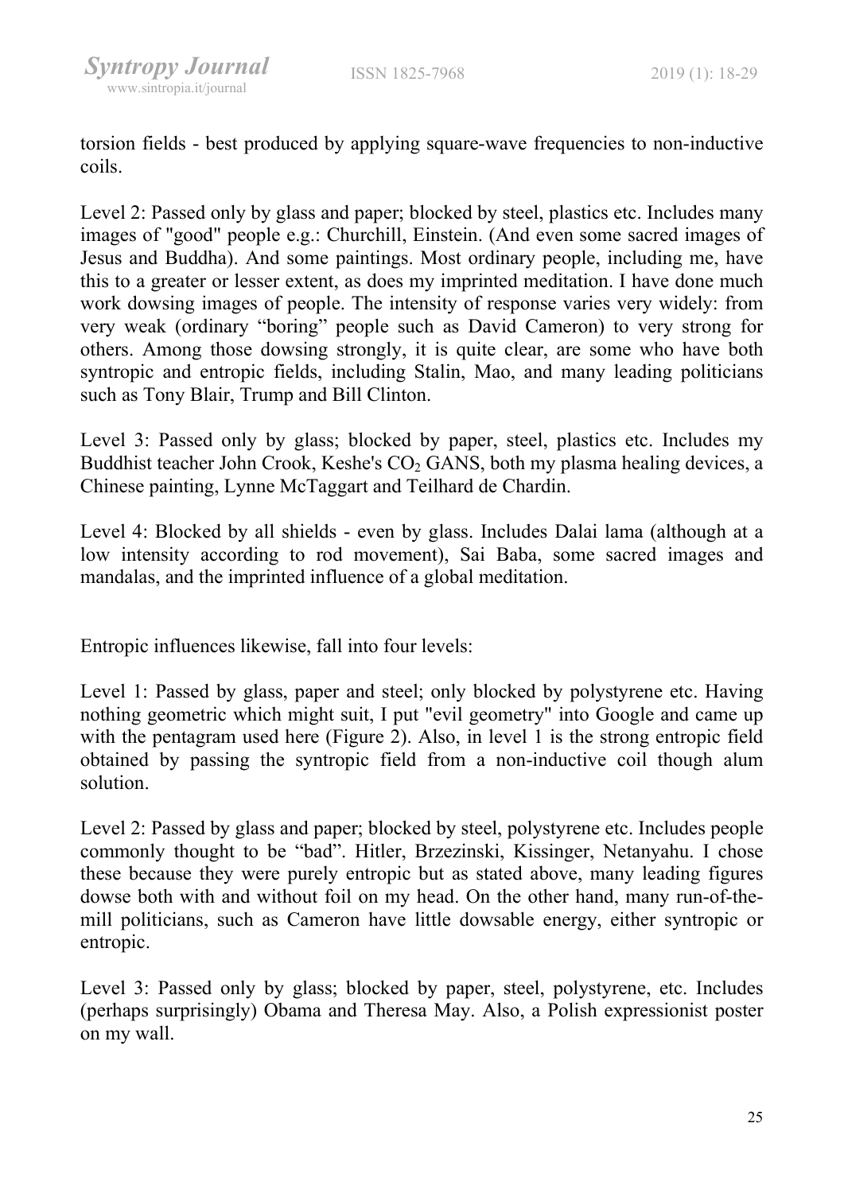torsion fields - best produced by applying square-wave frequencies to non-inductive coils.

Level 2: Passed only by glass and paper; blocked by steel, plastics etc. Includes many images of "good" people e.g.: Churchill, Einstein. (And even some sacred images of Jesus and Buddha). And some paintings. Most ordinary people, including me, have this to a greater or lesser extent, as does my imprinted meditation. I have done much work dowsing images of people. The intensity of response varies very widely: from very weak (ordinary "boring" people such as David Cameron) to very strong for others. Among those dowsing strongly, it is quite clear, are some who have both syntropic and entropic fields, including Stalin, Mao, and many leading politicians such as Tony Blair, Trump and Bill Clinton.

Level 3: Passed only by glass; blocked by paper, steel, plastics etc. Includes my Buddhist teacher John Crook, Keshe's $CO_2$ GANS, both my plasma healing devices, a Chinese painting, Lynne McTaggart and Teilhard de Chardin.

Level 4: Blocked by all shields - even by glass. Includes Dalai lama (although at a low intensity according to rod movement), Sai Baba, some sacred images and mandalas, and the imprinted influence of a global meditation.

Entropic influences likewise, fall into four levels:

Level 1: Passed by glass, paper and steel; only blocked by polystyrene etc. Having nothing geometric which might suit, I put "evil geometry" into Google and came up with the pentagram used here (Figure 2). Also, in level 1 is the strong entropic field obtained by passing the syntropic field from a non-inductive coil though alum solution.

Level 2: Passed by glass and paper; blocked by steel, polystyrene etc. Includes people commonly thought to be "bad". Hitler, Brzezinski, Kissinger, Netanyahu. I chose these because they were purely entropic but as stated above, many leading figures dowse both with and without foil on my head. On the other hand, many run-of-the-mill politicians, such as Cameron have little dowsable energy, either syntropic or entropic.

Level 3: Passed only by glass; blocked by paper, steel, polystyrene, etc. Includes (perhaps surprisingly) Obama and Theresa May. Also, a Polish expressionist poster on my wall.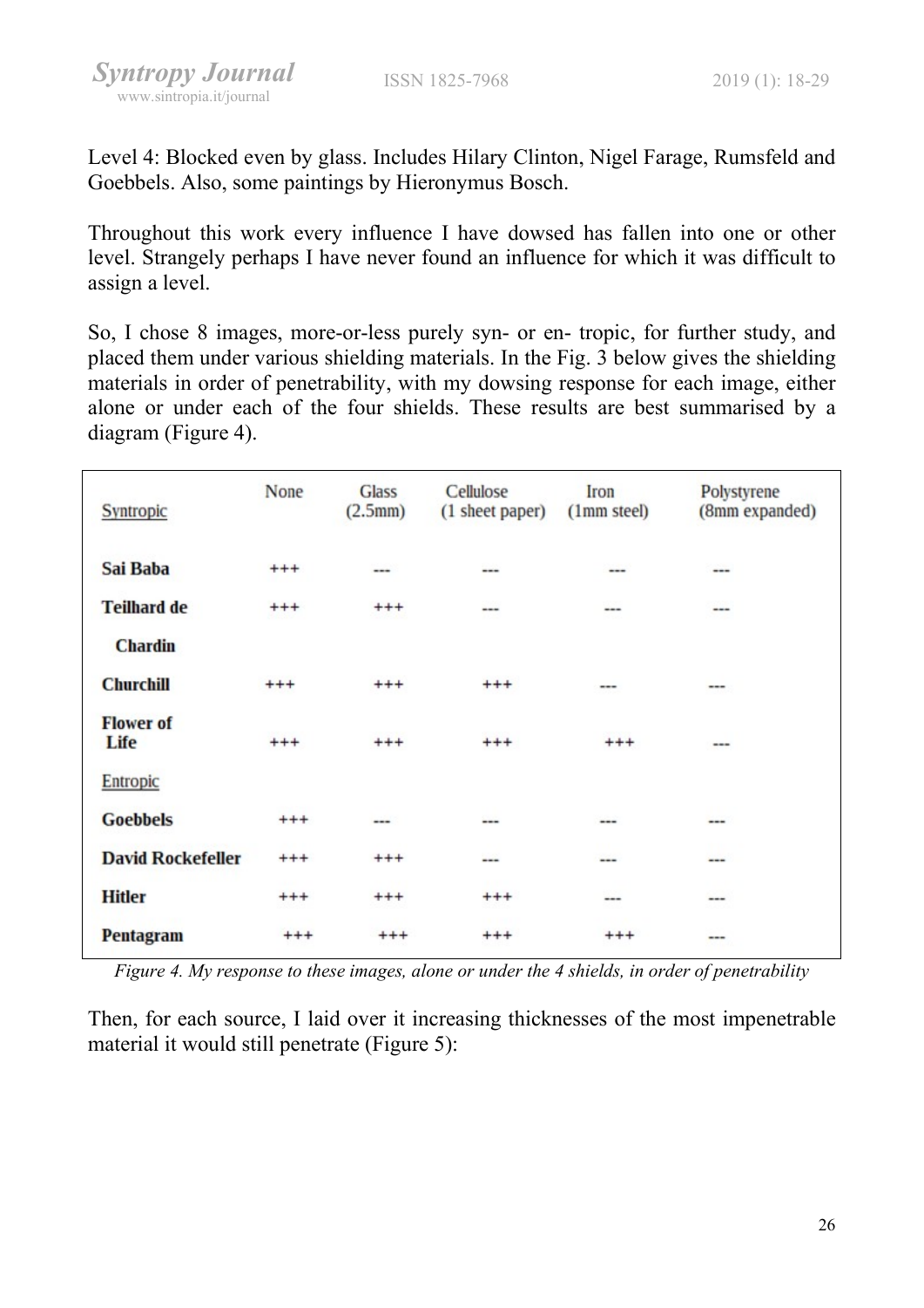Level 4: Blocked even by glass. Includes Hilary Clinton, Nigel Farage, Rumsfeld and Goebbels. Also, some paintings by Hieronymus Bosch.

Throughout this work every influence I have dowsed has fallen into one or other level. Strangely perhaps I have never found an influence for which it was difficult to assign a level.

So, I chose 8 images, more-or-less purely syn- or en- tropic, for further study, and placed them under various shielding materials. In the Fig. 3 below gives the shielding materials in order of penetrability, with my dowsing response for each image, either alone or under each of the four shields. These results are best summarised by a diagram (Figure 4).

| Syntropic | None | Glass (2.5mm) | Cellulose (1 sheet paper) | Iron (1mm steel) | Polystyrene (8mm expanded) |
|---|---|---|---|---|---|
| **Sai Baba** | +++ | --- | --- | --- | --- |
| **Teilhard de Chardin** | +++ | +++ | --- | --- | --- |
| **Churchill** | +++ | +++ | +++ | --- | --- |
| **Flower of Life** | +++ | +++ | +++ | +++ | --- |
| Entropic | | | | | |
| **Goebbels** | +++ | --- | --- | --- | --- |
| **David Rockefeller** | +++ | +++ | --- | --- | --- |
| **Hitler** | +++ | +++ | +++ | --- | --- |
| **Pentagram** | +++ | +++ | +++ | +++ | --- |

*Figure 4. My response to these images, alone or under the 4 shields, in order of penetrability*

Then, for each source, I laid over it increasing thicknesses of the most impenetrable material it would still penetrate (Figure 5):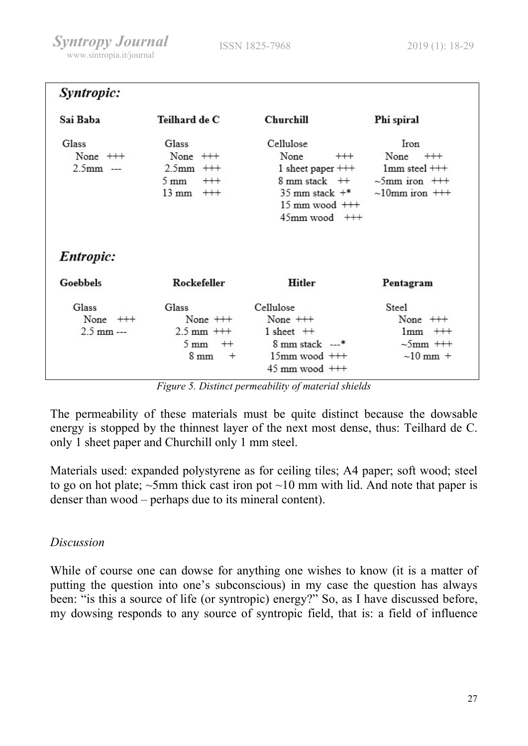**Syntropic:**

| Sai Baba | Teilhard de C | Churchill | Phi spiral |
|---|---|---|---|
| Glass | Glass | Cellulose | Iron |
| None +++ | None +++ | None +++ | None +++ |
| 2.5mm --- | 2.5mm +++ | 1 sheet paper +++ | 1mm steel +++ |
| | 5 mm +++ | 8 mm stack ++ | ~5mm iron +++ |
| | 13 mm +++ | 35 mm stack +* | ~10mm iron +++ |
| | | 15 mm wood +++ | |
| | | 45mm wood +++ | |

**Entropic:**

| Goebbels | Rockefeller | Hitler | Pentagram |
|---|---|---|---|
| Glass | Glass | Cellulose | Steel |
| None +++ | None +++ | None +++ | None +++ |
| 2.5 mm --- | 2.5 mm +++ | 1 sheet ++ | 1mm +++ |
| | 5 mm ++ | 8 mm stack ---* | ~5mm +++ |
| | 8 mm + | 15mm wood +++ | ~10 mm + |
| | | 45 mm wood +++ | |

*Figure 5. Distinct permeability of material shields*

The permeability of these materials must be quite distinct because the dowsable energy is stopped by the thinnest layer of the next most dense, thus: Teilhard de C. only 1 sheet paper and Churchill only 1 mm steel.

Materials used: expanded polystyrene as for ceiling tiles; A4 paper; soft wood; steel to go on hot plate; ~5mm thick cast iron pot ~10 mm with lid. And note that paper is denser than wood – perhaps due to its mineral content).

*Discussion*

While of course one can dowse for anything one wishes to know (it is a matter of putting the question into one's subconscious) in my case the question has always been: "is this a source of life (or syntropic) energy?" So, as I have discussed before, my dowsing responds to any source of syntropic field, that is: a field of influence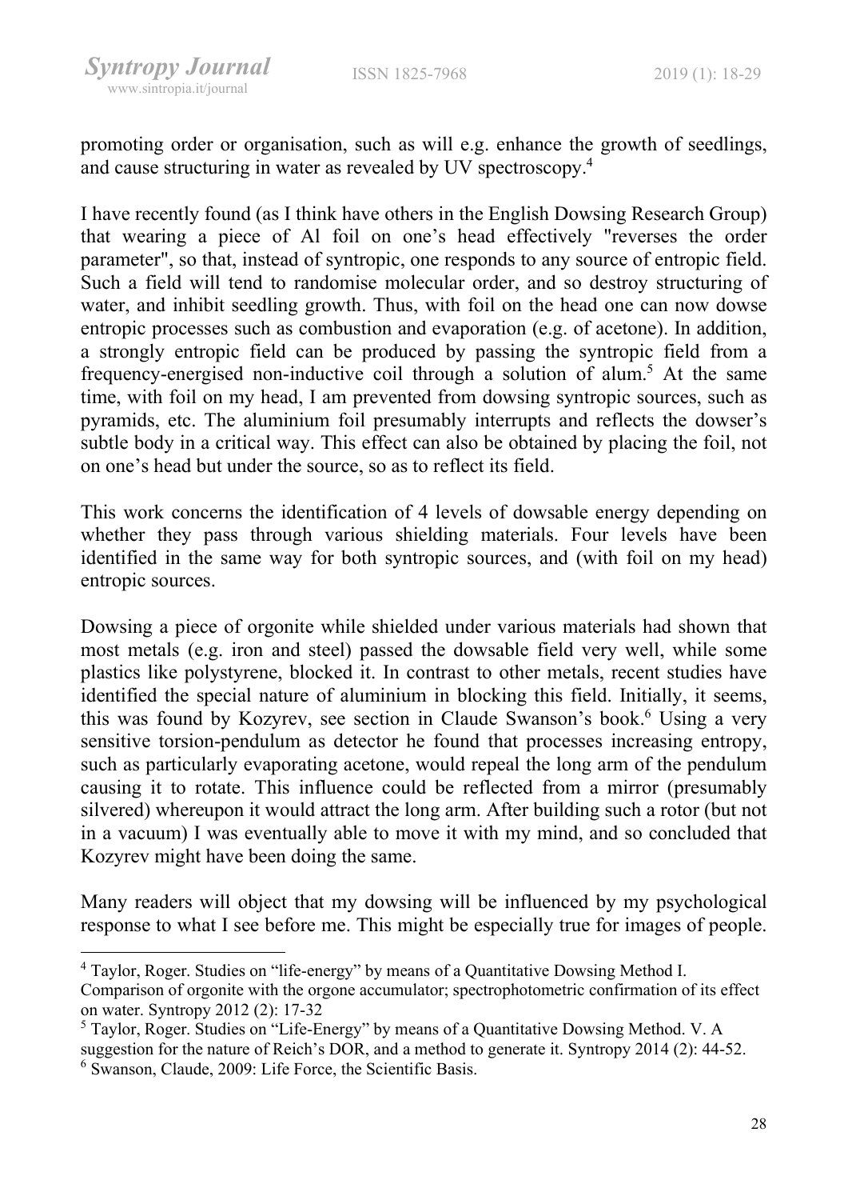promoting order or organisation, such as will e.g. enhance the growth of seedlings, and cause structuring in water as revealed by UV spectroscopy.[4]

I have recently found (as I think have others in the English Dowsing Research Group) that wearing a piece of Al foil on one's head effectively "reverses the order parameter", so that, instead of syntropic, one responds to any source of entropic field. Such a field will tend to randomise molecular order, and so destroy structuring of water, and inhibit seedling growth. Thus, with foil on the head one can now dowse entropic processes such as combustion and evaporation (e.g. of acetone). In addition, a strongly entropic field can be produced by passing the syntropic field from a frequency-energised non-inductive coil through a solution of alum.[5] At the same time, with foil on my head, I am prevented from dowsing syntropic sources, such as pyramids, etc. The aluminium foil presumably interrupts and reflects the dowser's subtle body in a critical way. This effect can also be obtained by placing the foil, not on one's head but under the source, so as to reflect its field.

This work concerns the identification of 4 levels of dowsable energy depending on whether they pass through various shielding materials. Four levels have been identified in the same way for both syntropic sources, and (with foil on my head) entropic sources.

Dowsing a piece of orgonite while shielded under various materials had shown that most metals (e.g. iron and steel) passed the dowsable field very well, while some plastics like polystyrene, blocked it. In contrast to other metals, recent studies have identified the special nature of aluminium in blocking this field. Initially, it seems, this was found by Kozyrev, see section in Claude Swanson's book.[6] Using a very sensitive torsion-pendulum as detector he found that processes increasing entropy, such as particularly evaporating acetone, would repeal the long arm of the pendulum causing it to rotate. This influence could be reflected from a mirror (presumably silvered) whereupon it would attract the long arm. After building such a rotor (but not in a vacuum) I was eventually able to move it with my mind, and so concluded that Kozyrev might have been doing the same.

Many readers will object that my dowsing will be influenced by my psychological response to what I see before me. This might be especially true for images of people.

---

[4] Taylor, Roger. Studies on "life-energy" by means of a Quantitative Dowsing Method I. Comparison of orgonite with the orgone accumulator; spectrophotometric confirmation of its effect on water. Syntropy 2012 (2): 17-32

[5] Taylor, Roger. Studies on "Life-Energy" by means of a Quantitative Dowsing Method. V. A suggestion for the nature of Reich's DOR, and a method to generate it. Syntropy 2014 (2): 44-52.

[6] Swanson, Claude, 2009: Life Force, the Scientific Basis.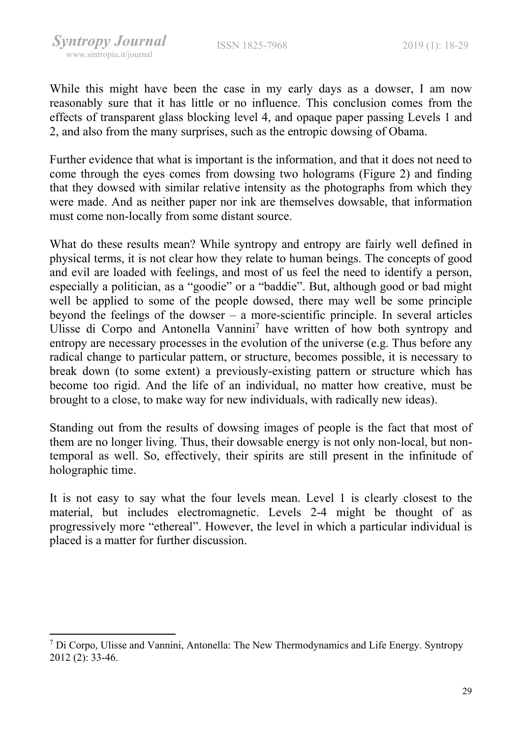While this might have been the case in my early days as a dowser, I am now reasonably sure that it has little or no influence. This conclusion comes from the effects of transparent glass blocking level 4, and opaque paper passing Levels 1 and 2, and also from the many surprises, such as the entropic dowsing of Obama.

Further evidence that what is important is the information, and that it does not need to come through the eyes comes from dowsing two holograms (Figure 2) and finding that they dowsed with similar relative intensity as the photographs from which they were made. And as neither paper nor ink are themselves dowsable, that information must come non-locally from some distant source.

What do these results mean? While syntropy and entropy are fairly well defined in physical terms, it is not clear how they relate to human beings. The concepts of good and evil are loaded with feelings, and most of us feel the need to identify a person, especially a politician, as a "goodie" or a "baddie". But, although good or bad might well be applied to some of the people dowsed, there may well be some principle beyond the feelings of the dowser – a more-scientific principle. In several articles Ulisse di Corpo and Antonella Vannini[7] have written of how both syntropy and entropy are necessary processes in the evolution of the universe (e.g. Thus before any radical change to particular pattern, or structure, becomes possible, it is necessary to break down (to some extent) a previously-existing pattern or structure which has become too rigid. And the life of an individual, no matter how creative, must be brought to a close, to make way for new individuals, with radically new ideas).

Standing out from the results of dowsing images of people is the fact that most of them are no longer living. Thus, their dowsable energy is not only non-local, but non-temporal as well. So, effectively, their spirits are still present in the infinitude of holographic time.

It is not easy to say what the four levels mean. Level 1 is clearly closest to the material, but includes electromagnetic. Levels 2-4 might be thought of as progressively more "ethereal". However, the level in which a particular individual is placed is a matter for further discussion.

---

[7] Di Corpo, Ulisse and Vannini, Antonella: The New Thermodynamics and Life Energy. Syntropy 2012 (2): 33-46.